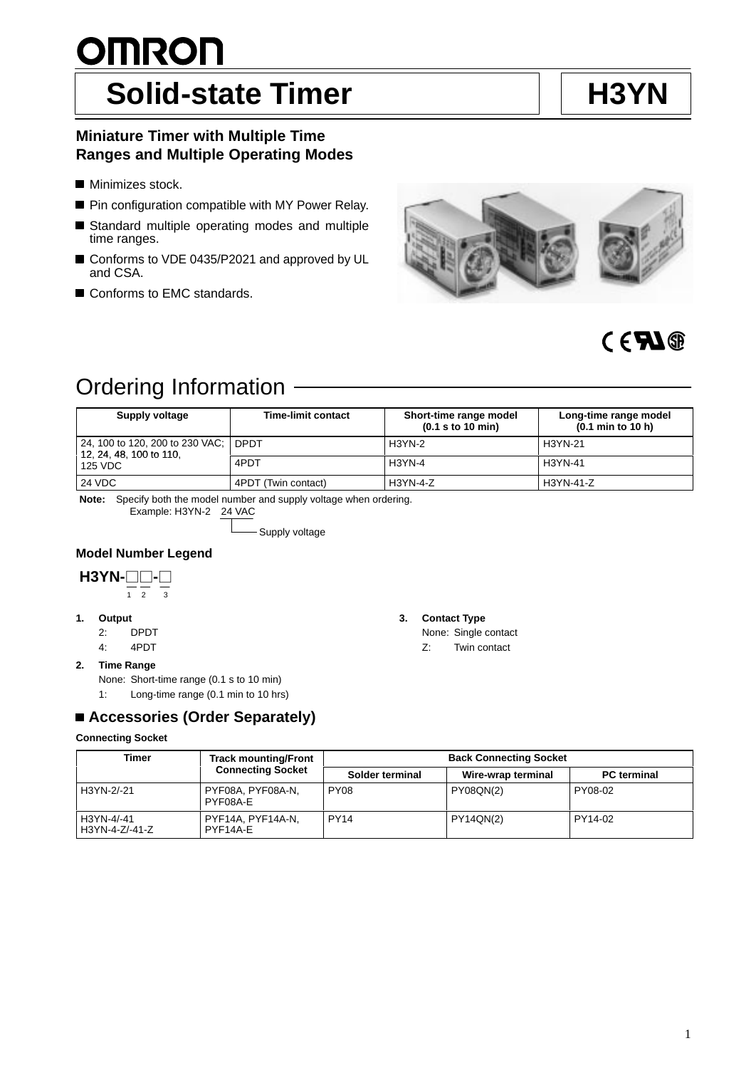# OMRON

# Solid-state Timer

# H3YN

### Miniature Timer with Multiple Time Ranges and Multiple Operating Modes

- Minimizes stock.
- Pin configuration compatible with MY Power Relay.
- Standard multiple operating modes and multiple time ranges.
- Conforms to VDE 0435/P2021 and approved by UL and CSA.
- Conforms to EMC standards.

## Ordering Information

| Supply voltage | Time-limit contact | Short-time range model (0.1 s to 10 min) | Long-time range model (0.1 min to 10 h) |
|---|---|---|---|
| 24, 100 to 120, 200 to 230 VAC; 12, 24, 48, 100 to 110, 125 VDC | DPDT | H3YN-2 | H3YN-21 |
| | 4PDT | H3YN-4 | H3YN-41 |
| 24 VDC | 4PDT (Twin contact) | H3YN-4-Z | H3YN-41-Z |

**Note:** Specify both the model number and supply voltage when ordering.
Example: H3YN-2 24 VAC
Supply voltage

### Model Number Legend

**H3YN-□□-□**
1 2 3

1. **Output**
   - 2: DPDT
   - 4: 4PDT
2. **Time Range**
   - None: Short-time range (0.1 s to 10 min)
   - 1: Long-time range (0.1 min to 10 hrs)
3. **Contact Type**
   - None: Single contact
   - Z: Twin contact

## ■ Accessories (Order Separately)

**Connecting Socket**

| Timer | Track mounting/Front Connecting Socket | Back Connecting Socket | | |
|---|---|---|---|---|
| | | Solder terminal | Wire-wrap terminal | PC terminal |
| H3YN-2/-21 | PYF08A, PYF08A-N, PYF08A-E | PY08 | PY08QN(2) | PY08-02 |
| H3YN-4/-41 H3YN-4-Z/-41-Z | PYF14A, PYF14A-N, PYF14A-E | PY14 | PY14QN(2) | PY14-02 |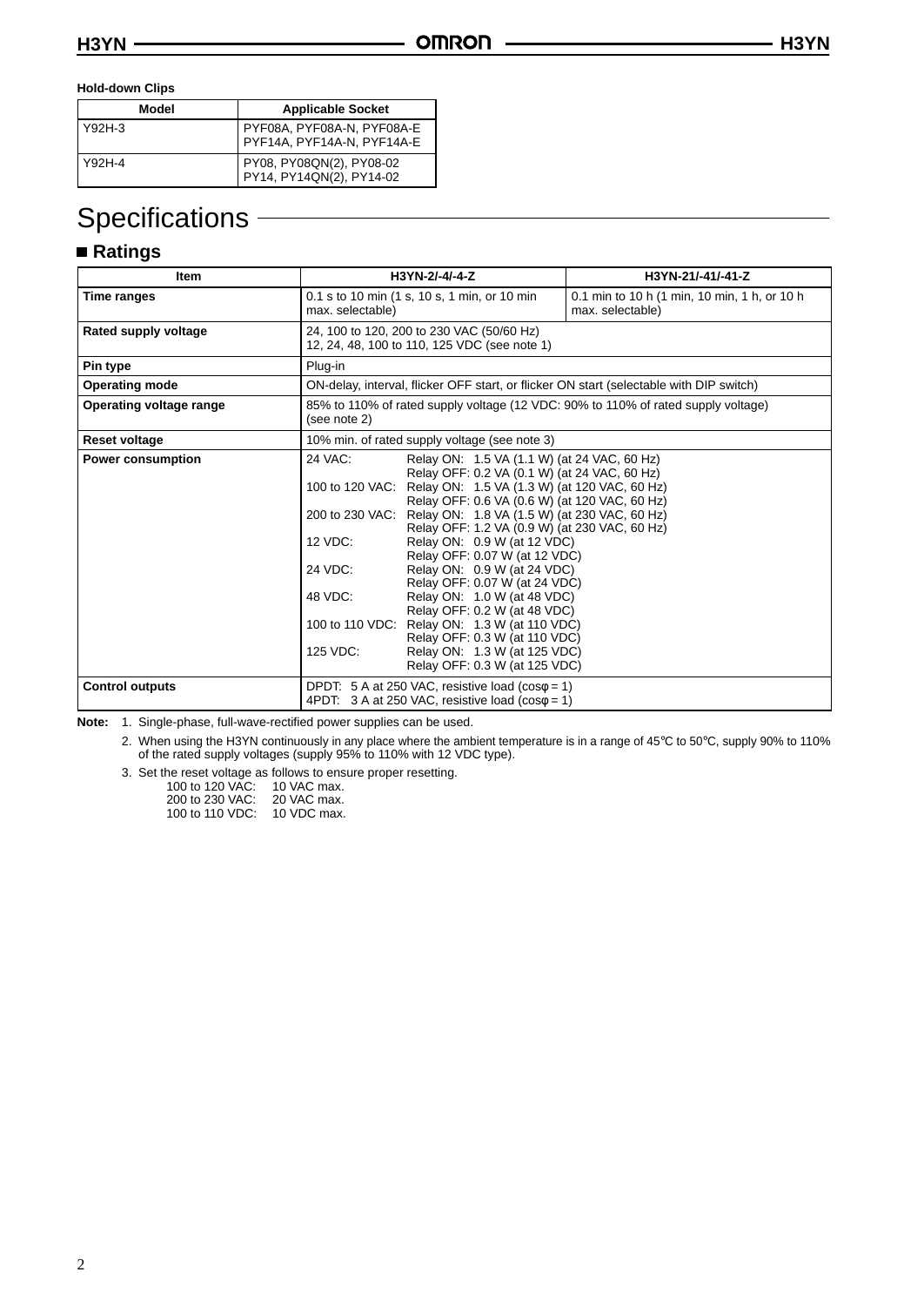**Hold-down Clips**

| Model | Applicable Socket |
|---|---|
| Y92H-3 | PYF08A, PYF08A-N, PYF08A-E PYF14A, PYF14A-N, PYF14A-E |
| Y92H-4 | PY08, PY08QN(2), PY08-02 PY14, PY14QN(2), PY14-02 |

# Specifications

## ■ Ratings

| Item | H3YN-2/-4/-4-Z | H3YN-21/-41/-41-Z |
|---|---|---|
| **Time ranges** | 0.1 s to 10 min (1 s, 10 s, 1 min, or 10 min max. selectable) | 0.1 min to 10 h (1 min, 10 min, 1 h, or 10 h max. selectable) |
| **Rated supply voltage** | 24, 100 to 120, 200 to 230 VAC (50/60 Hz)<br>12, 24, 48, 100 to 110, 125 VDC (see note 1) | |
| **Pin type** | Plug-in | |
| **Operating mode** | ON-delay, interval, flicker OFF start, or flicker ON start (selectable with DIP switch) | |
| **Operating voltage range** | 85% to 110% of rated supply voltage (12 VDC: 90% to 110% of rated supply voltage) (see note 2) | |
| **Reset voltage** | 10% min. of rated supply voltage (see note 3) | |
| **Power consumption** | 24 VAC: Relay ON: 1.5 VA (1.1 W) (at 24 VAC, 60 Hz)<br>Relay OFF: 0.2 VA (0.1 W) (at 24 VAC, 60 Hz)<br>100 to 120 VAC: Relay ON: 1.5 VA (1.3 W) (at 120 VAC, 60 Hz)<br>Relay OFF: 0.6 VA (0.6 W) (at 120 VAC, 60 Hz)<br>200 to 230 VAC: Relay ON: 1.8 VA (1.5 W) (at 230 VAC, 60 Hz)<br>Relay OFF: 1.2 VA (0.9 W) (at 230 VAC, 60 Hz)<br>12 VDC: Relay ON: 0.9 W (at 12 VDC)<br>Relay OFF: 0.07 W (at 12 VDC)<br>24 VDC: Relay ON: 0.9 W (at 24 VDC)<br>Relay OFF: 0.07 W (at 24 VDC)<br>48 VDC: Relay ON: 1.0 W (at 48 VDC)<br>Relay OFF: 0.2 W (at 48 VDC)<br>100 to 110 VDC: Relay ON: 1.3 W (at 110 VDC)<br>Relay OFF: 0.3 W (at 110 VDC)<br>125 VDC: Relay ON: 1.3 W (at 125 VDC)<br>Relay OFF: 0.3 W (at 125 VDC) | |
| **Control outputs** | DPDT: 5 A at 250 VAC, resistive load ($\cos\phi = 1$)<br>4PDT: 3 A at 250 VAC, resistive load ($\cos\phi = 1$) | |

**Note:** 1. Single-phase, full-wave-rectified power supplies can be used.

2. When using the H3YN continuously in any place where the ambient temperature is in a range of 45°C to 50°C, supply 90% to 110% of the rated supply voltages (supply 95% to 110% with 12 VDC type).

3. Set the reset voltage as follows to ensure proper resetting.
   100 to 120 VAC: 10 VAC max.
   200 to 230 VAC: 20 VAC max.
   100 to 110 VDC: 10 VDC max.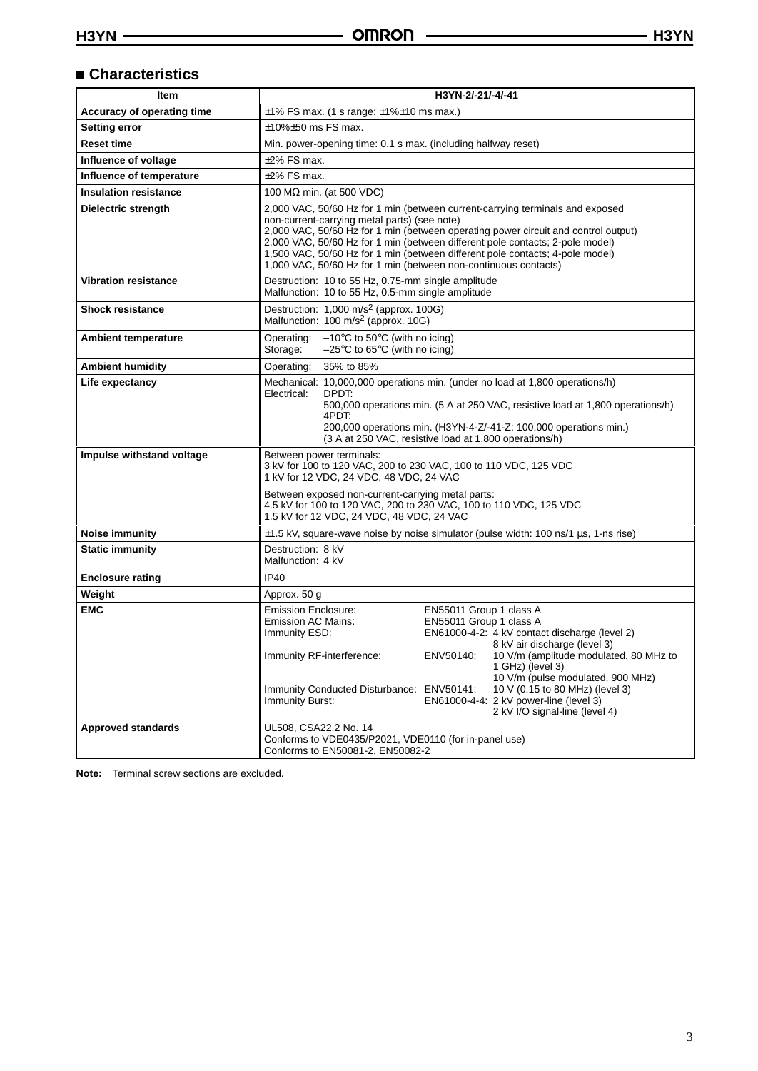## Characteristics

| Item | H3YN-2/-21/-4/-41 |
|---|---|
| **Accuracy of operating time** | ±1% FS max. (1 s range: ±1%±10 ms max.) |
| **Setting error** | ±10%±50 ms FS max. |
| **Reset time** | Min. power-opening time: 0.1 s max. (including halfway reset) |
| **Influence of voltage** | ±2% FS max. |
| **Influence of temperature** | ±2% FS max. |
| **Insulation resistance** | 100 MΩ min. (at 500 VDC) |
| **Dielectric strength** | 2,000 VAC, 50/60 Hz for 1 min (between current-carrying terminals and exposed non-current-carrying metal parts) (see note)<br>2,000 VAC, 50/60 Hz for 1 min (between operating power circuit and control output)<br>2,000 VAC, 50/60 Hz for 1 min (between different pole contacts; 2-pole model)<br>1,500 VAC, 50/60 Hz for 1 min (between different pole contacts; 4-pole model)<br>1,000 VAC, 50/60 Hz for 1 min (between non-continuous contacts) |
| **Vibration resistance** | Destruction: 10 to 55 Hz, 0.75-mm single amplitude<br>Malfunction: 10 to 55 Hz, 0.5-mm single amplitude |
| **Shock resistance** | Destruction: 1,000 $m/s^2$ (approx. 100G)<br>Malfunction: 100 $m/s^2$ (approx. 10G) |
| **Ambient temperature** | Operating: –10°C to 50°C (with no icing)<br>Storage: –25°C to 65°C (with no icing) |
| **Ambient humidity** | Operating: 35% to 85% |
| **Life expectancy** | Mechanical: 10,000,000 operations min. (under no load at 1,800 operations/h)<br>Electrical: DPDT:<br>500,000 operations min. (5 A at 250 VAC, resistive load at 1,800 operations/h)<br>4PDT:<br>200,000 operations min. (H3YN-4-Z/-41-Z: 100,000 operations min.)<br>(3 A at 250 VAC, resistive load at 1,800 operations/h) |
| **Impulse withstand voltage** | Between power terminals:<br>3 kV for 100 to 120 VAC, 200 to 230 VAC, 100 to 110 VDC, 125 VDC<br>1 kV for 12 VDC, 24 VDC, 48 VDC, 24 VAC<br>Between exposed non-current-carrying metal parts:<br>4.5 kV for 100 to 120 VAC, 200 to 230 VAC, 100 to 110 VDC, 125 VDC<br>1.5 kV for 12 VDC, 24 VDC, 48 VDC, 24 VAC |
| **Noise immunity** | ±1.5 kV, square-wave noise by noise simulator (pulse width: 100 ns/1 µs, 1-ns rise) |
| **Static immunity** | Destruction: 8 kV<br>Malfunction: 4 kV |
| **Enclosure rating** | IP40 |
| **Weight** | Approx. 50 g |
| **EMC** | Emission Enclosure: EN55011 Group 1 class A<br>Emission AC Mains: EN55011 Group 1 class A<br>Immunity ESD: EN61000-4-2: 4 kV contact discharge (level 2)<br>8 kV air discharge (level 3)<br>Immunity RF-interference: ENV50140: 10 V/m (amplitude modulated, 80 MHz to 1 GHz) (level 3)<br>10 V/m (pulse modulated, 900 MHz)<br>Immunity Conducted Disturbance: ENV50141: 10 V (0.15 to 80 MHz) (level 3)<br>Immunity Burst: EN61000-4-4: 2 kV power-line (level 3)<br>2 kV I/O signal-line (level 4) |
| **Approved standards** | UL508, CSA22.2 No. 14<br>Conforms to VDE0435/P2021, VDE0110 (for in-panel use)<br>Conforms to EN50081-2, EN50082-2 |

**Note:** Terminal screw sections are excluded.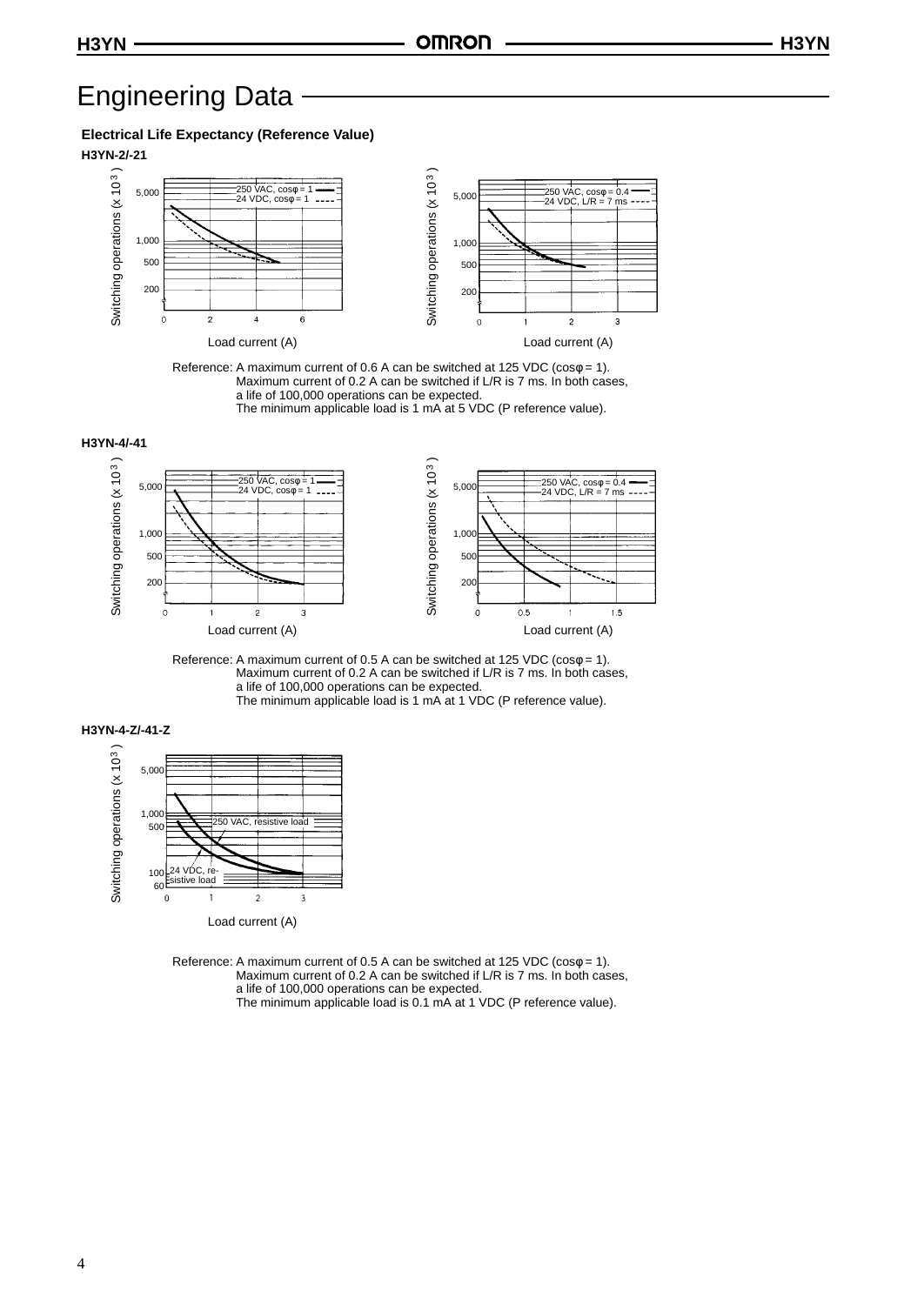# Engineering Data

**Electrical Life Expectancy (Reference Value)**

**H3YN-2/-21**

Reference: A maximum current of 0.6 A can be switched at 125 VDC (cosφ = 1).
Maximum current of 0.2 A can be switched if L/R is 7 ms. In both cases, a life of 100,000 operations can be expected.
The minimum applicable load is 1 mA at 5 VDC (P reference value).

**H3YN-4/-41**

Reference: A maximum current of 0.5 A can be switched at 125 VDC (cosφ = 1).
Maximum current of 0.2 A can be switched if L/R is 7 ms. In both cases, a life of 100,000 operations can be expected.
The minimum applicable load is 1 mA at 1 VDC (P reference value).

**H3YN-4-Z/-41-Z**

Reference: A maximum current of 0.5 A can be switched at 125 VDC (cosφ = 1).
Maximum current of 0.2 A can be switched if L/R is 7 ms. In both cases, a life of 100,000 operations can be expected.
The minimum applicable load is 0.1 mA at 1 VDC (P reference value).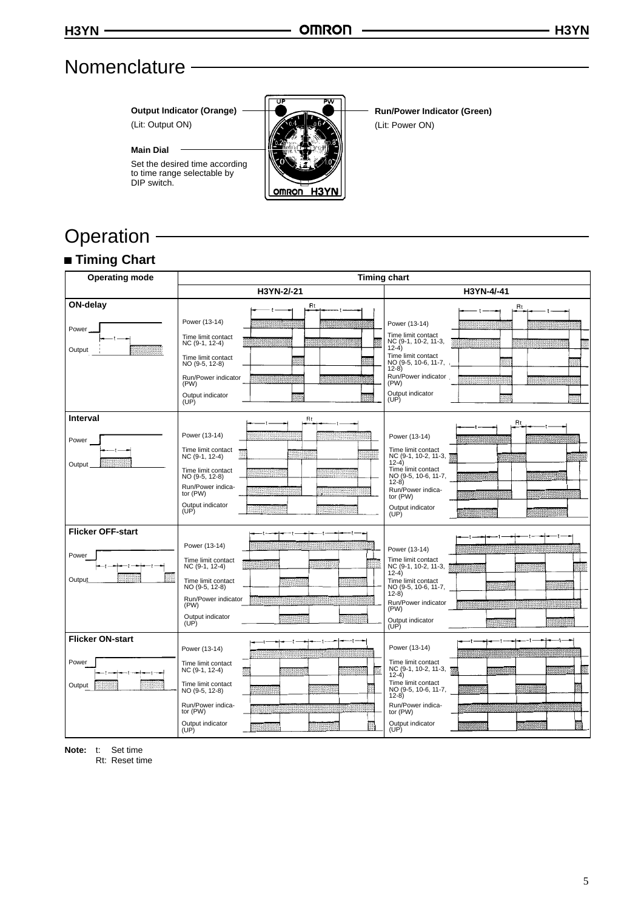# Nomenclature

**Output Indicator (Orange)**

(Lit: Output ON)

**Main Dial**

Set the desired time according to time range selectable by DIP switch.

**Run/Power Indicator (Green)**

(Lit: Power ON)

# Operation

## ■ Timing Chart

| Operating mode | Timing chart | |
|---|---|---|
| | H3YN-2/-21 | H3YN-4/-41 |
| **ON-delay**<br>Power<br>Output | Power (13-14)<br>Time limit contact NC (9-1, 12-4)<br>Time limit contact NO (9-5, 12-8)<br>Run/Power indicator (PW)<br>Output indicator (UP) | Power (13-14)<br>Time limit contact NC (9-1, 10-2, 11-3, 12-4)<br>Time limit contact NO (9-5, 10-6, 11-7, 12-8)<br>Run/Power indicator (PW)<br>Output indicator (UP) |
| **Interval**<br>Power<br>Output | Power (13-14)<br>Time limit contact NC (9-1, 12-4)<br>Time limit contact NO (9-5, 12-8)<br>Run/Power indicator (PW)<br>Output indicator (UP) | Power (13-14)<br>Time limit contact NC (9-1, 10-2, 11-3, 12-4)<br>Time limit contact NO (9-5, 10-6, 11-7, 12-8)<br>Run/Power indicator (PW)<br>Output indicator (UP) |
| **Flicker OFF-start**<br>Power<br>Output | Power (13-14)<br>Time limit contact NC (9-1, 12-4)<br>Time limit contact NO (9-5, 12-8)<br>Run/Power indicator (PW)<br>Output indicator (UP) | Power (13-14)<br>Time limit contact NC (9-1, 10-2, 11-3, 12-4)<br>Time limit contact NO (9-5, 10-6, 11-7, 12-8)<br>Run/Power indicator (PW)<br>Output indicator (UP) |
| **Flicker ON-start**<br>Power<br>Output | Power (13-14)<br>Time limit contact NC (9-1, 12-4)<br>Time limit contact NO (9-5, 12-8)<br>Run/Power indicator (PW)<br>Output indicator (UP) | Power (13-14)<br>Time limit contact NC (9-1, 10-2, 11-3, 12-4)<br>Time limit contact NO (9-5, 10-6, 11-7, 12-8)<br>Run/Power indicator (PW)<br>Output indicator (UP) |

**Note:** t: Set time
Rt: Reset time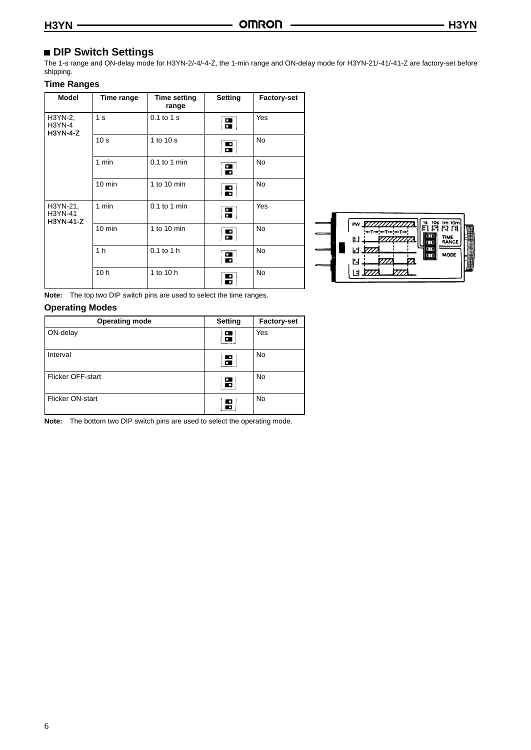## DIP Switch Settings

The 1-s range and ON-delay mode for H3YN-2/-4/-4-Z, the 1-min range and ON-delay mode for H3YN-21/-41/-41-Z are factory-set before shipping.

### Time Ranges

| Model | Time range | Time setting range | Setting | Factory-set |
|---|---|---|---|---|
| H3YN-2, H3YN-4 H3YN-4-Z | 1 s | 0.1 to 1 s | | Yes |
| | 10 s | 1 to 10 s | | No |
| | 1 min | 0.1 to 1 min | | No |
| | 10 min | 1 to 10 min | | No |
| H3YN-21, H3YN-41 H3YN-41-Z | 1 min | 0.1 to 1 min | | Yes |
| | 10 min | 1 to 10 min | | No |
| | 1 h | 0.1 to 1 h | | No |
| | 10 h | 1 to 10 h | | No |

**Note:** The top two DIP switch pins are used to select the time ranges.

### Operating Modes

| Operating mode | Setting | Factory-set |
|---|---|---|
| ON-delay | | Yes |
| Interval | | No |
| Flicker OFF-start | | No |
| Flicker ON-start | | No |

**Note:** The bottom two DIP switch pins are used to select the operating mode.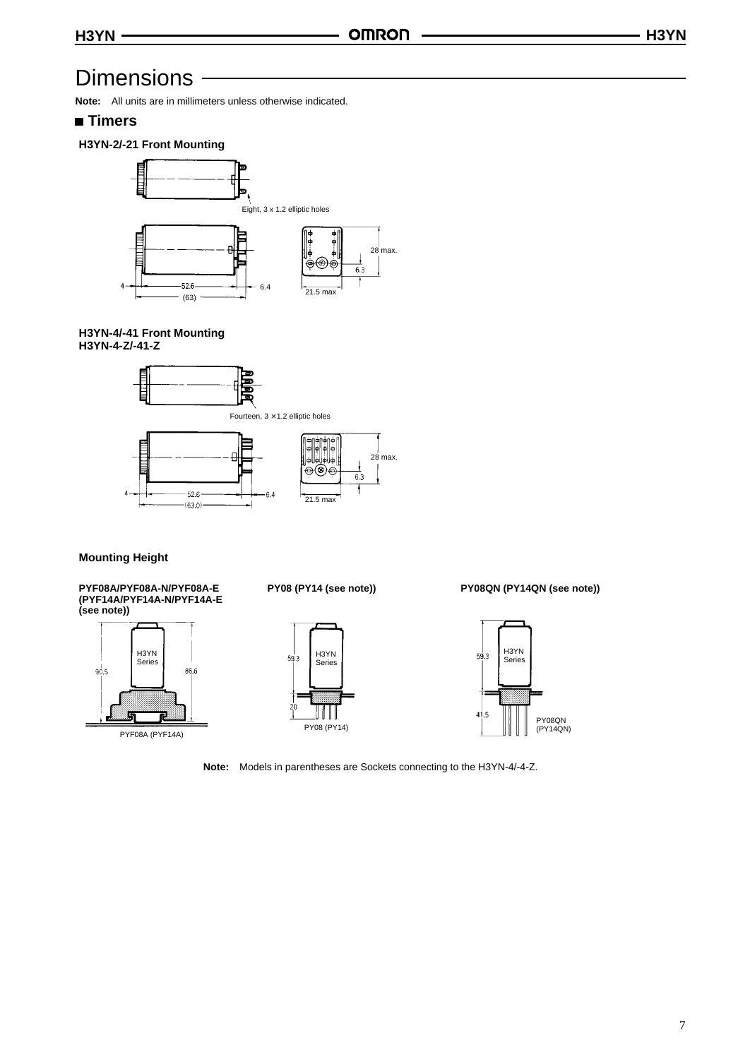# Dimensions

**Note:** All units are in millimeters unless otherwise indicated.

## ■ Timers

### H3YN-2/-21 Front Mounting

Eight, 3 x 1.2 elliptic holes

28 max.

6.3

4

52.6

6.4

(63)

21.5 max

### H3YN-4/-41 Front Mounting
### H3YN-4-Z/-41-Z

Fourteen, 3 × 1.2 elliptic holes

28 max.

6.3

4

52.6

6.4

(63.0)

21.5 max

### Mounting Height

**PYF08A/PYF08A-N/PYF08A-E (PYF14A/PYF14A-N/PYF14A-E (see note))**

H3YN Series

90.5

86.6

PYF08A (PYF14A)

**PY08 (PY14 (see note))**

59.3

H3YN Series

20

PY08 (PY14)

**PY08QN (PY14QN (see note))**

59.3

H3YN Series

41.5

PY08QN (PY14QN)

**Note:** Models in parentheses are Sockets connecting to the H3YN-4/-4-Z.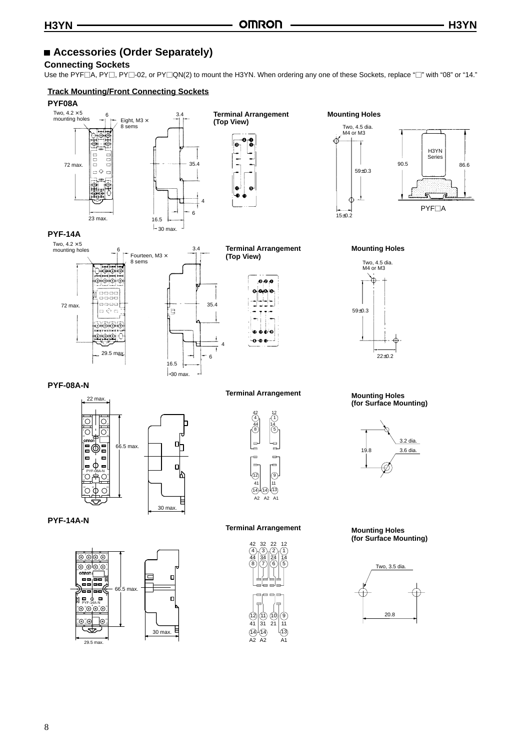## ■ Accessories (Order Separately)

### Connecting Sockets

Use the PYF□A, PY□, PY□-02, or PY□QN(2) to mount the H3YN. When ordering any one of these Sockets, replace "□" with "08" or "14."

**Track Mounting/Front Connecting Sockets**

#### PYF08A

Two, 4.2 × 5 mounting holes
Eight, M3 × 8 sems
6
3.4
72 max.
35.4
4
6
23 max.
16.5
30 max.

**Terminal Arrangement (Top View)**

**Mounting Holes**

Two, 4.5 dia. M4 or M3
59±0.3
15±0.2

H3YN Series
90.5
86.6
PYF□A

#### PYF-14A

Two, 4.2 × 5 mounting holes
Fourteen, M3 × 8 sems
6
3.4
72 max.
35.4
4
6
29.5 max.
16.5
30 max.

**Terminal Arrangement (Top View)**

**Mounting Holes**

Two, 4.5 dia. M4 or M3
59±0.3
22±0.2

#### PYF-08A-N

22 max.
66.5 max.
30 max.

**Terminal Arrangement**

42 12
44 14
41 11
A2 A2 A1

**Mounting Holes (for Surface Mounting)**

3.2 dia.
19.8
3.6 dia.

#### PYF-14A-N

66.5 max.
30 max.
29.5 max.

**Terminal Arrangement**

42 32 22 12
44 34 24 14
41 31 21 11
A2 A2 A1

**Mounting Holes (for Surface Mounting)**

Two, 3.5 dia.
20.8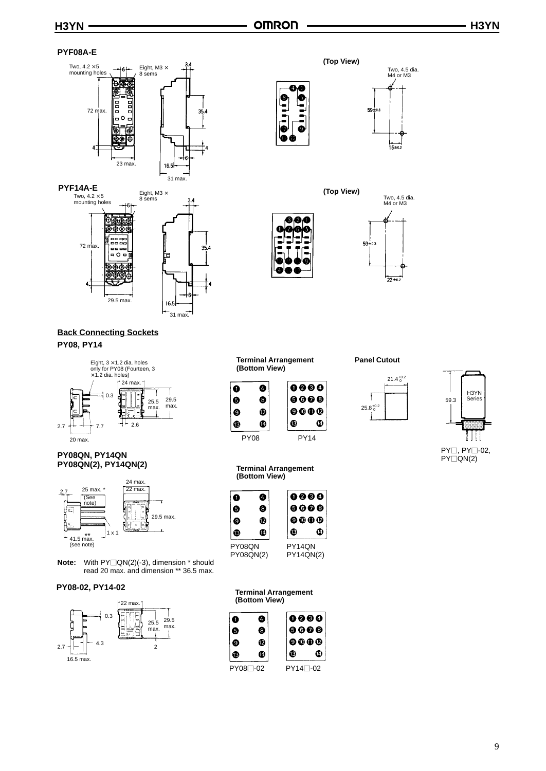## PYF08A-E

Two, 4.2 × 5 mounting holes

Eight, M3 × 8 sems

72 max.

23 max.

3.4

35.4

16.5

31 max.

(Top View)

Two, 4.5 dia. M4 or M3

59±0.3

15±0.2

## PYF14A-E

Two, 4.2 × 5 mounting holes

Eight, M3 × 8 sems

72 max.

29.5 max.

3.4

35.4

16.5

31 max.

(Top View)

Two, 4.5 dia. M4 or M3

59±0.3

22±0.2

## Back Connecting Sockets

### PY08, PY14

Eight, 3 × 1.2 dia. holes only for PY08 (Fourteen, 3 × 1.2 dia. holes)

24 max.

0.3

25.5 max.

29.5 max.

2.7

7.7

2.6

20 max.

**Terminal Arrangement (Bottom View)**

| PY08 | | PY14 | | | |
|---|---|---|---|---|---|
| 1 | 4 | 1 | 2 | 3 | 4 |
| 5 | 8 | 5 | 6 | 7 | 8 |
| 9 | 12 | 9 | 10 | 11 | 12 |
| 13 | 14 | 13 | | | 14 |

**Panel Cutout**

$21.4^{+0.2}_{0}$

$25.8^{+0.2}_{0}$

59.3

H3YN Series

PY□, PY□-02, PY□QN(2)

### PY08QN, PY14QN PY08QN(2), PY14QN(2)

24 max.

22 max.

2.7

25 max. * (See note)

29.5 max.

1 x 1

** 41.5 max. (see note)

**Note:** With PY□QN(2)(-3), dimension * should read 20 max. and dimension ** 36.5 max.

**Terminal Arrangement (Bottom View)**

| PY08QN PY08QN(2) | | PY14QN PY14QN(2) | | | |
|---|---|---|---|---|---|
| 1 | 4 | 1 | 2 | 3 | 4 |
| 5 | 8 | 5 | 6 | 7 | 8 |
| 9 | 12 | 9 | 10 | 11 | 12 |
| 13 | 14 | 13 | | | 14 |

### PY08-02, PY14-02

22 max.

0.3

25.5 max.

29.5 max.

2.7

4.3

2

16.5 max.

**Terminal Arrangement (Bottom View)**

| PY08□-02 | | PY14□-02 | | | |
|---|---|---|---|---|---|
| 1 | 4 | 1 | 2 | 3 | 4 |
| 5 | 8 | 5 | 6 | 7 | 8 |
| 9 | 12 | 9 | 10 | 11 | 12 |
| 13 | 14 | 13 | | | 14 |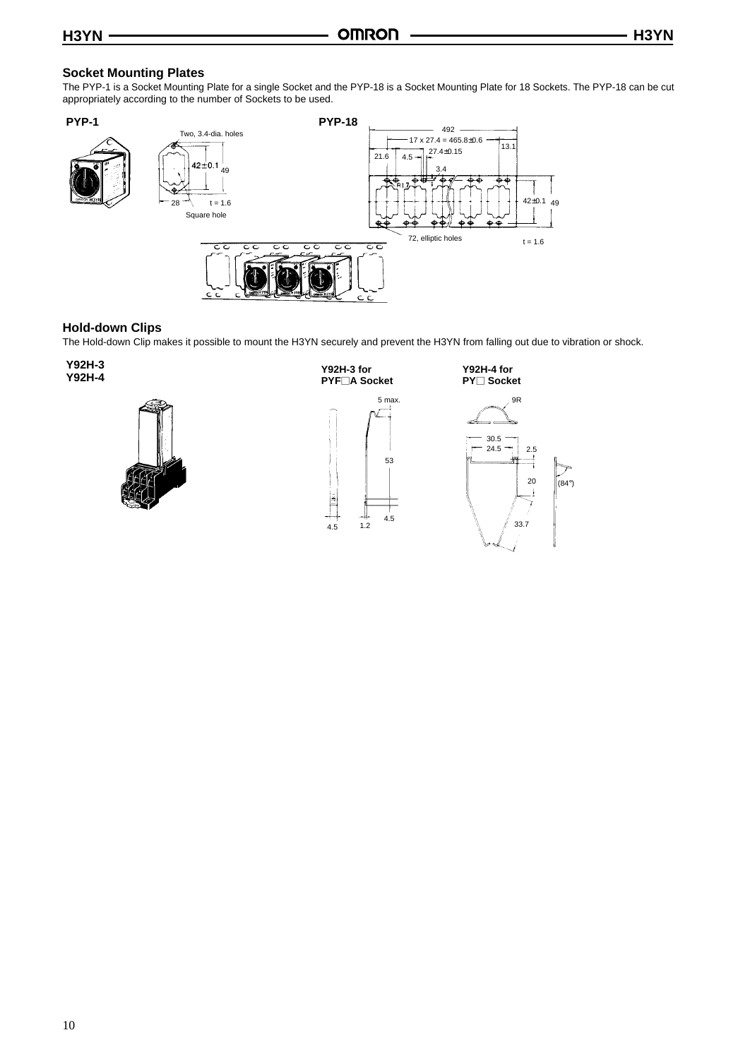## Socket Mounting Plates

The PYP-1 is a Socket Mounting Plate for a single Socket and the PYP-18 is a Socket Mounting Plate for 18 Sockets. The PYP-18 can be cut appropriately according to the number of Sockets to be used.

**PYP-1**

Two, 3.4-dia. holes

42±0.1 49

28 t = 1.6

Square hole

**PYP-18**

492

17 x 27.4 = 465.8±0.6

27.4±0.15

21.6 4.5 13.1

3.4

42±0.1 49

72, elliptic holes

t = 1.6

## Hold-down Clips

The Hold-down Clip makes it possible to mount the H3YN securely and prevent the H3YN from falling out due to vibration or shock.

**Y92H-3**
**Y92H-4**

**Y92H-3 for PYF□A Socket**

5 max.

53

4.5

4.5 1.2

**Y92H-4 for PY□ Socket**

9R

30.5

24.5 2.5

20 (84°)

33.7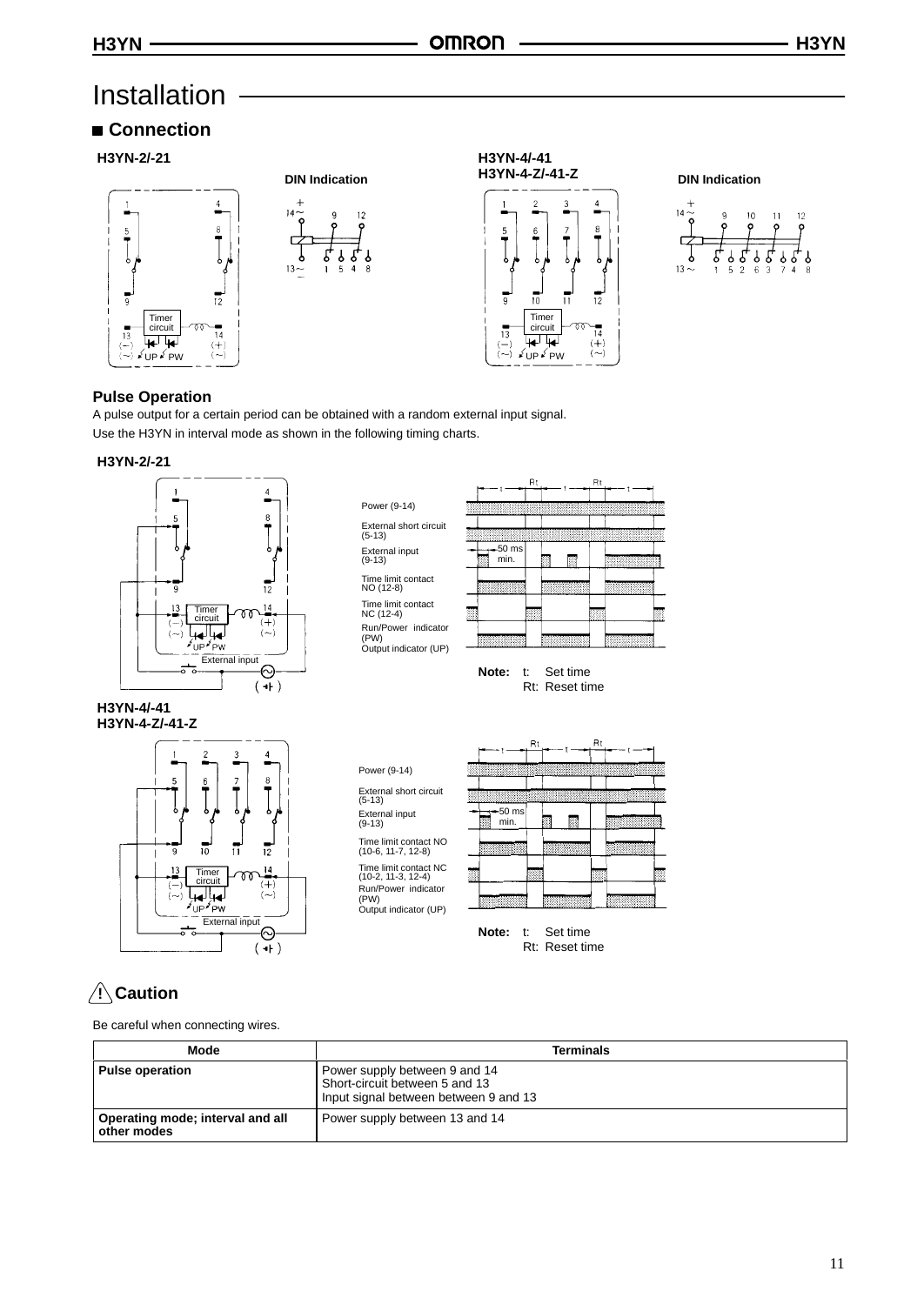# Installation

## Connection

**H3YN-2/-21**

DIN Indication

**H3YN-4/-41**
**H3YN-4-Z/-41-Z**

DIN Indication

### Pulse Operation

A pulse output for a certain period can be obtained with a random external input signal.

Use the H3YN in interval mode as shown in the following timing charts.

**H3YN-2/-21**

Power (9-14)
External short circuit (5-13)
External input (9-13)
Time limit contact NO (12-8)
Time limit contact NC (12-4)
Run/Power indicator (PW)
Output indicator (UP)

**Note:** t: Set time
Rt: Reset time

**H3YN-4/-41**
**H3YN-4-Z/-41-Z**

Power (9-14)
External short circuit (5-13)
External input (9-13)
Time limit contact NO (10-6, 11-7, 12-8)
Time limit contact NC (10-2, 11-3, 12-4)
Run/Power indicator (PW)
Output indicator (UP)

**Note:** t: Set time
Rt: Reset time

## ⚠ Caution

Be careful when connecting wires.

| Mode | Terminals |
|---|---|
| **Pulse operation** | Power supply between 9 and 14<br>Short-circuit between 5 and 13<br>Input signal between between 9 and 13 |
| **Operating mode; interval and all other modes** | Power supply between 13 and 14 |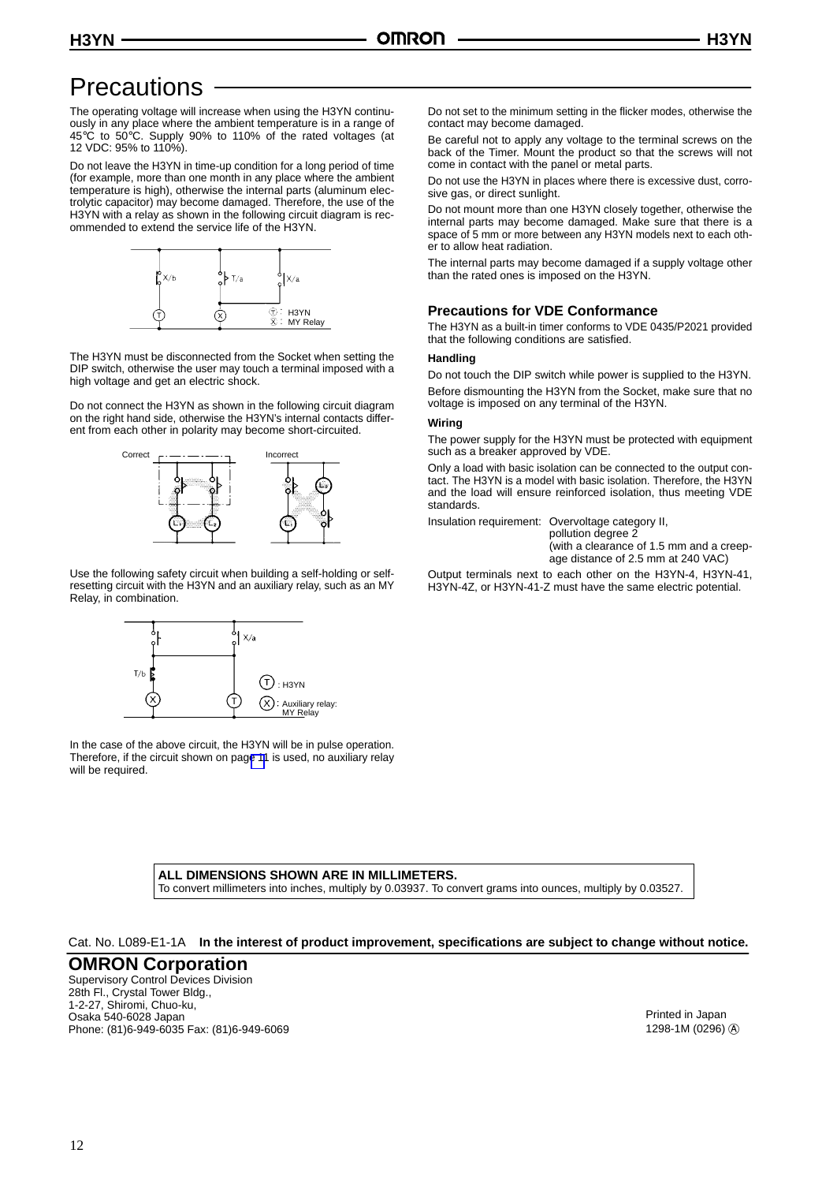# Precautions

The operating voltage will increase when using the H3YN continuously in any place where the ambient temperature is in a range of 45°C to 50°C. Supply 90% to 110% of the rated voltages (at 12 VDC: 95% to 110%).

Do not leave the H3YN in time-up condition for a long period of time (for example, more than one month in any place where the ambient temperature is high), otherwise the internal parts (aluminum electrolytic capacitor) may become damaged. Therefore, the use of the H3YN with a relay as shown in the following circuit diagram is recommended to extend the service life of the H3YN.

X/b
T/a
X/a
T : H3YN
X : MY Relay

The H3YN must be disconnected from the Socket when setting the DIP switch, otherwise the user may touch a terminal imposed with a high voltage and get an electric shock.

Do not connect the H3YN as shown in the following circuit diagram on the right hand side, otherwise the H3YN's internal contacts different from each other in polarity may become short-circuited.

Correct
Incorrect

Use the following safety circuit when building a self-holding or self-resetting circuit with the H3YN and an auxiliary relay, such as an MY Relay, in combination.

X/a
T/b
T : H3YN
X : Auxiliary relay: MY Relay

In the case of the above circuit, the H3YN will be in pulse operation. Therefore, if the circuit shown on page 11 is used, no auxiliary relay will be required.

Do not set to the minimum setting in the flicker modes, otherwise the contact may become damaged.

Be careful not to apply any voltage to the terminal screws on the back of the Timer. Mount the product so that the screws will not come in contact with the panel or metal parts.

Do not use the H3YN in places where there is excessive dust, corrosive gas, or direct sunlight.

Do not mount more than one H3YN closely together, otherwise the internal parts may become damaged. Make sure that there is a space of 5 mm or more between any H3YN models next to each other to allow heat radiation.

The internal parts may become damaged if a supply voltage other than the rated ones is imposed on the H3YN.

## Precautions for VDE Conformance

The H3YN as a built-in timer conforms to VDE 0435/P2021 provided that the following conditions are satisfied.

### Handling

Do not touch the DIP switch while power is supplied to the H3YN.

Before dismounting the H3YN from the Socket, make sure that no voltage is imposed on any terminal of the H3YN.

### Wiring

The power supply for the H3YN must be protected with equipment such as a breaker approved by VDE.

Only a load with basic isolation can be connected to the output contact. The H3YN is a model with basic isolation. Therefore, the H3YN and the load will ensure reinforced isolation, thus meeting VDE standards.

Insulation requirement: Overvoltage category II, pollution degree 2 (with a clearance of 1.5 mm and a creepage distance of 2.5 mm at 240 VAC)

Output terminals next to each other on the H3YN-4, H3YN-41, H3YN-4Z, or H3YN-41-Z must have the same electric potential.

**ALL DIMENSIONS SHOWN ARE IN MILLIMETERS.**
To convert millimeters into inches, multiply by 0.03937. To convert grams into ounces, multiply by 0.03527.

Cat. No. L089-E1-1A **In the interest of product improvement, specifications are subject to change without notice.**

**OMRON Corporation**
Supervisory Control Devices Division
28th Fl., Crystal Tower Bldg.,
1-2-27, Shiromi, Chuo-ku,
Osaka 540-6028 Japan
Phone: (81)6-949-6035 Fax: (81)6-949-6069

Printed in Japan
1298-1M (0296) Ⓐ